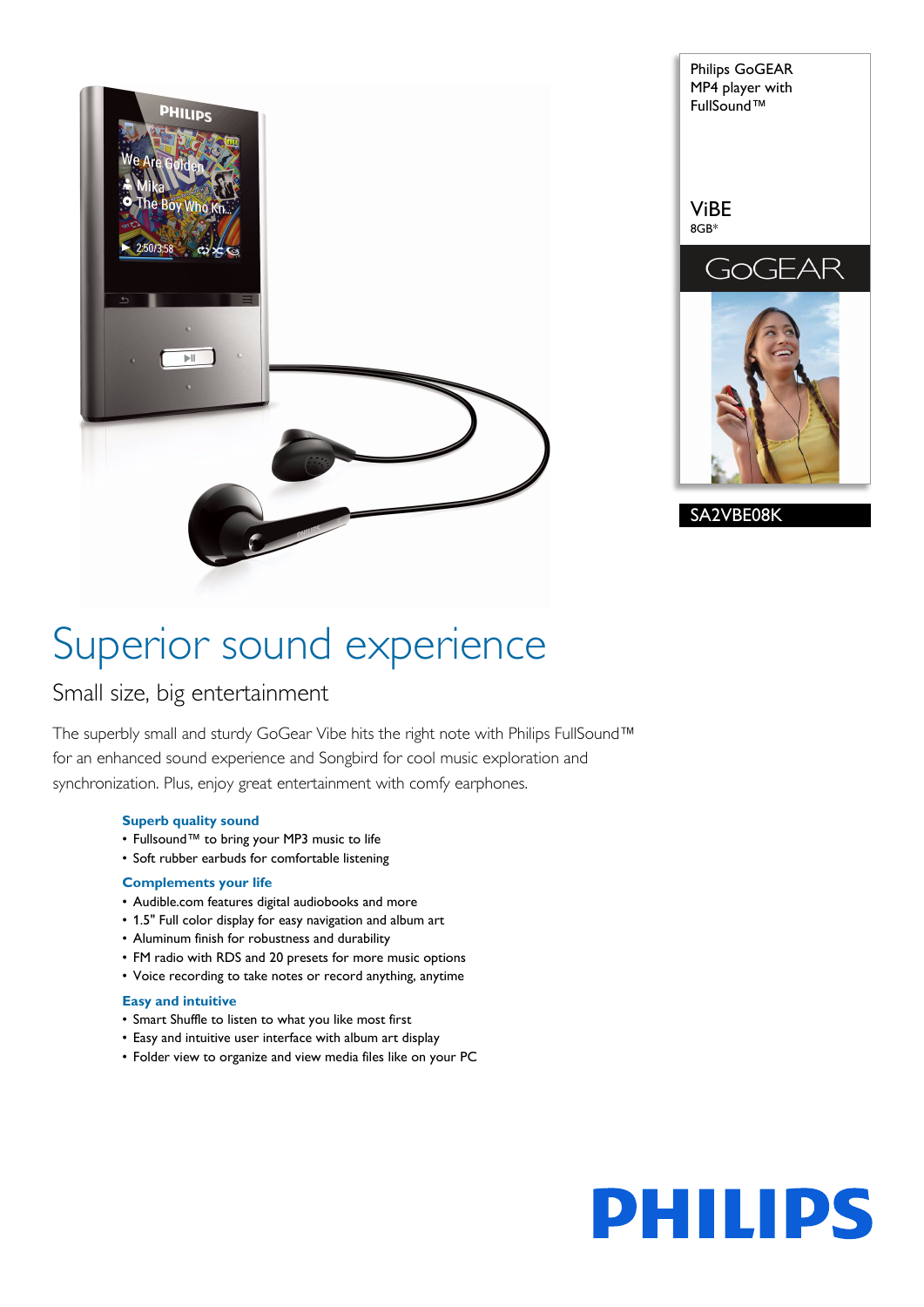Philips GoGEAR MP4 player with FullSound™

ViBE
8GB*

GoGEAR

SA2VBE08K

# Superior sound experience

## Small size, big entertainment

The superbly small and sturdy GoGear Vibe hits the right note with Philips FullSound™ for an enhanced sound experience and Songbird for cool music exploration and synchronization. Plus, enjoy great entertainment with comfy earphones.

### Superb quality sound

- Fullsound™ to bring your MP3 music to life
- Soft rubber earbuds for comfortable listening

### Complements your life

- Audible.com features digital audiobooks and more
- 1.5" Full color display for easy navigation and album art
- Aluminum finish for robustness and durability
- FM radio with RDS and 20 presets for more music options
- Voice recording to take notes or record anything, anytime

### Easy and intuitive

- Smart Shuffle to listen to what you like most first
- Easy and intuitive user interface with album art display
- Folder view to organize and view media files like on your PC

PHILIPS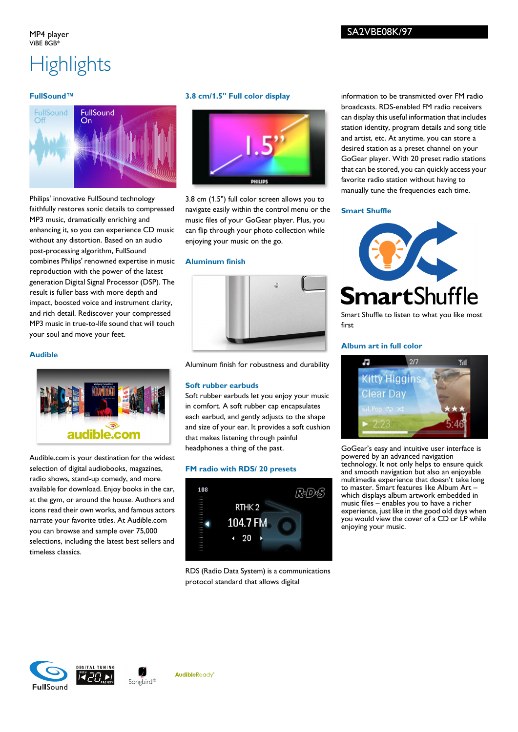MP4 player
ViBE 8GB*

SA2VBE08K/97

# Highlights

### FullSound™

Philips' innovative FullSound technology faithfully restores sonic details to compressed MP3 music, dramatically enriching and enhancing it, so you can experience CD music without any distortion. Based on an audio post-processing algorithm, FullSound combines Philips' renowned expertise in music reproduction with the power of the latest generation Digital Signal Processor (DSP). The result is fuller bass with more depth and impact, boosted voice and instrument clarity, and rich detail. Rediscover your compressed MP3 music in true-to-life sound that will touch your soul and move your feet.

### Audible

Audible.com is your destination for the widest selection of digital audiobooks, magazines, radio shows, stand-up comedy, and more available for download. Enjoy books in the car, at the gym, or around the house. Authors and icons read their own works, and famous actors narrate your favorite titles. At Audible.com you can browse and sample over 75,000 selections, including the latest best sellers and timeless classics.

### 3.8 cm/1.5" Full color display

3.8 cm (1.5") full color screen allows you to navigate easily within the control menu or the music files of your GoGear player. Plus, you can flip through your photo collection while enjoying your music on the go.

### Aluminum finish

Aluminum finish for robustness and durability

### Soft rubber earbuds

Soft rubber earbuds let you enjoy your music in comfort. A soft rubber cap encapsulates each earbud, and gently adjusts to the shape and size of your ear. It provides a soft cushion that makes listening through painful headphones a thing of the past.

### FM radio with RDS/ 20 presets

RDS (Radio Data System) is a communications protocol standard that allows digital information to be transmitted over FM radio broadcasts. RDS-enabled FM radio receivers can display this useful information that includes station identity, program details and song title and artist, etc. At anytime, you can store a desired station as a preset channel on your GoGear player. With 20 preset radio stations that can be stored, you can quickly access your favorite radio station without having to manually tune the frequencies each time.

### Smart Shuffle

Smart Shuffle to listen to what you like most first

### Album art in full color

GoGear's easy and intuitive user interface is powered by an advanced navigation technology. It not only helps to ensure quick and smooth navigation but also an enjoyable multimedia experience that doesn't take long to master. Smart features like Album Art – which displays album artwork embedded in music files – enables you to have a richer experience, just like in the good old days when you would view the cover of a CD or LP while enjoying your music.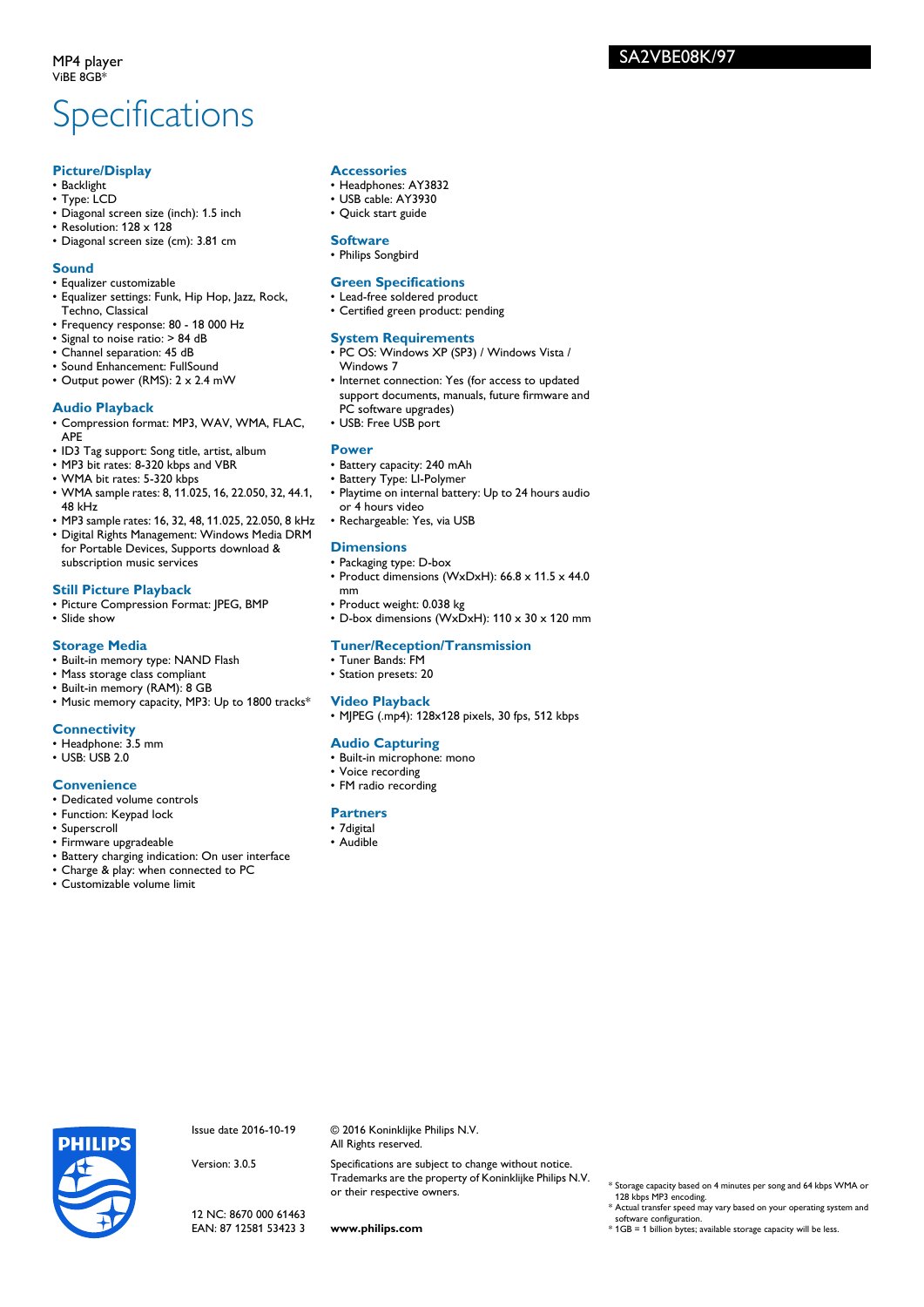MP4 player
ViBE 8GB*

SA2VBE08K/97

# Specifications

## Picture/Display

- Backlight
- Type: LCD
- Diagonal screen size (inch): 1.5 inch
- Resolution: 128 x 128
- Diagonal screen size (cm): 3.81 cm

## Sound

- Equalizer customizable
- Equalizer settings: Funk, Hip Hop, Jazz, Rock, Techno, Classical
- Frequency response: 80 - 18 000 Hz
- Signal to noise ratio: > 84 dB
- Channel separation: 45 dB
- Sound Enhancement: FullSound
- Output power (RMS): 2 x 2.4 mW

## Audio Playback

- Compression format: MP3, WAV, WMA, FLAC, APE
- ID3 Tag support: Song title, artist, album
- MP3 bit rates: 8-320 kbps and VBR
- WMA bit rates: 5-320 kbps
- WMA sample rates: 8, 11.025, 16, 22.050, 32, 44.1, 48 kHz
- MP3 sample rates: 16, 32, 48, 11.025, 22.050, 8 kHz
- Digital Rights Management: Windows Media DRM for Portable Devices, Supports download & subscription music services

## Still Picture Playback

- Picture Compression Format: JPEG, BMP
- Slide show

## Storage Media

- Built-in memory type: NAND Flash
- Mass storage class compliant
- Built-in memory (RAM): 8 GB
- Music memory capacity, MP3: Up to 1800 tracks*

## Connectivity

- Headphone: 3.5 mm
- USB: USB 2.0

## Convenience

- Dedicated volume controls
- Function: Keypad lock
- Superscroll
- Firmware upgradeable
- Battery charging indication: On user interface
- Charge & play: when connected to PC
- Customizable volume limit

## Accessories

- Headphones: AY3832
- USB cable: AY3930
- Quick start guide

## Software

- Philips Songbird

## Green Specifications

- Lead-free soldered product
- Certified green product: pending

## System Requirements

- PC OS: Windows XP (SP3) / Windows Vista / Windows 7
- Internet connection: Yes (for access to updated support documents, manuals, future firmware and PC software upgrades)
- USB: Free USB port

## Power

- Battery capacity: 240 mAh
- Battery Type: LI-Polymer
- Playtime on internal battery: Up to 24 hours audio or 4 hours video
- Rechargeable: Yes, via USB

## Dimensions

- Packaging type: D-box
- Product dimensions (WxDxH): 66.8 x 11.5 x 44.0 mm
- Product weight: 0.038 kg
- D-box dimensions (WxDxH): 110 x 30 x 120 mm

## Tuner/Reception/Transmission

- Tuner Bands: FM
- Station presets: 20

## Video Playback

- MJPEG (.mp4): 128x128 pixels, 30 fps, 512 kbps

## Audio Capturing

- Built-in microphone: mono
- Voice recording
- FM radio recording

## Partners

- 7digital
- Audible

Issue date 2016-10-19

Version: 3.0.5

12 NC: 8670 000 61463
EAN: 87 12581 53423 3

© 2016 Koninklijke Philips N.V.
All Rights reserved.

Specifications are subject to change without notice. Trademarks are the property of Koninklijke Philips N.V. or their respective owners.

www.philips.com

* Storage capacity based on 4 minutes per song and 64 kbps WMA or 128 kbps MP3 encoding.
* Actual transfer speed may vary based on your operating system and software configuration.
* 1GB = 1 billion bytes; available storage capacity will be less.